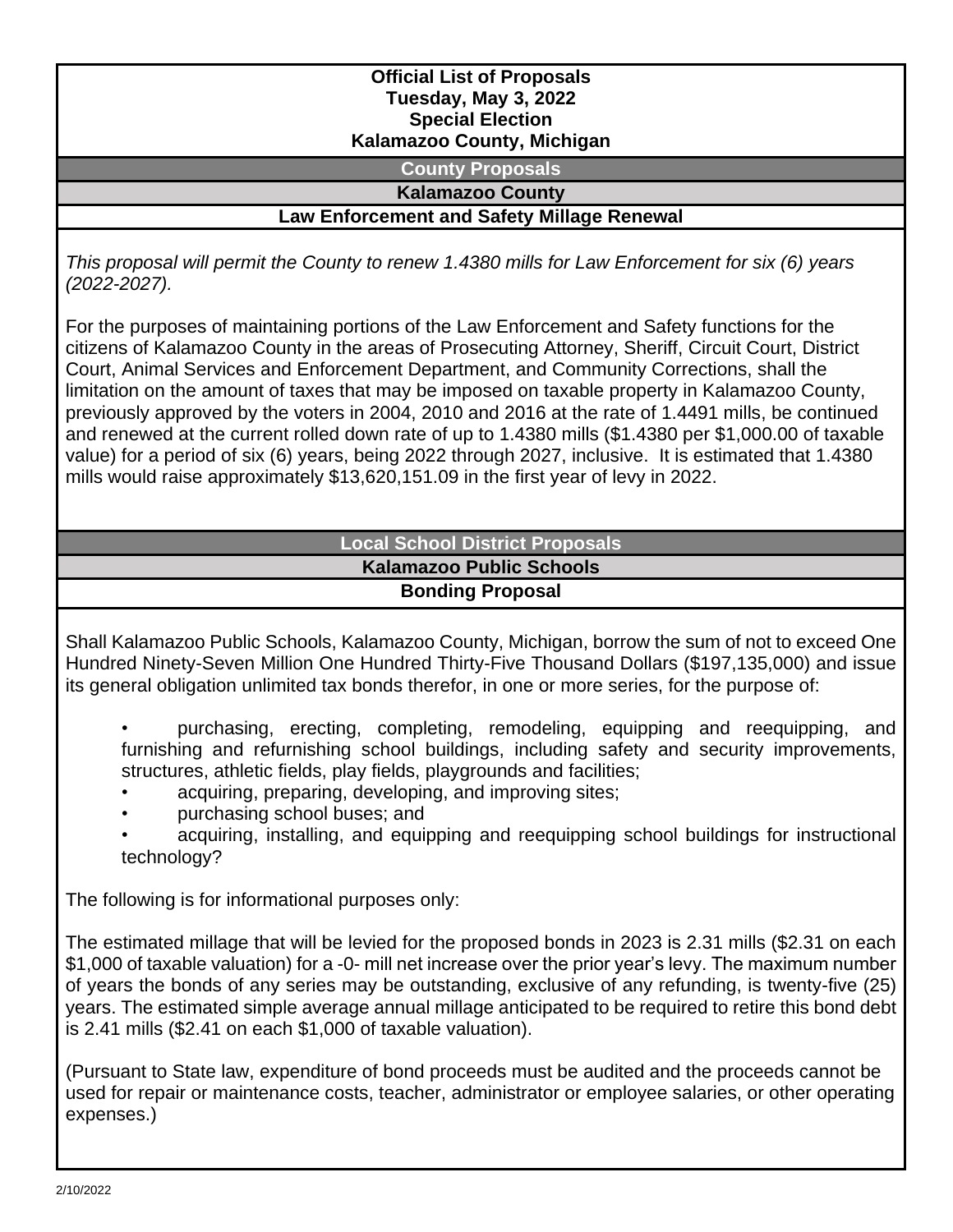# Official List of Proposals
# Tuesday, May 3, 2022
# Special Election
# Kalamazoo County, Michigan

## County Proposals

### Kalamazoo County

#### Law Enforcement and Safety Millage Renewal

*This proposal will permit the County to renew 1.4380 mills for Law Enforcement for six (6) years (2022-2027).*

For the purposes of maintaining portions of the Law Enforcement and Safety functions for the citizens of Kalamazoo County in the areas of Prosecuting Attorney, Sheriff, Circuit Court, District Court, Animal Services and Enforcement Department, and Community Corrections, shall the limitation on the amount of taxes that may be imposed on taxable property in Kalamazoo County, previously approved by the voters in 2004, 2010 and 2016 at the rate of 1.4491 mills, be continued and renewed at the current rolled down rate of up to 1.4380 mills ($1.4380 per $1,000.00 of taxable value) for a period of six (6) years, being 2022 through 2027, inclusive. It is estimated that 1.4380 mills would raise approximately $13,620,151.09 in the first year of levy in 2022.

## Local School District Proposals

### Kalamazoo Public Schools

#### Bonding Proposal

Shall Kalamazoo Public Schools, Kalamazoo County, Michigan, borrow the sum of not to exceed One Hundred Ninety-Seven Million One Hundred Thirty-Five Thousand Dollars ($197,135,000) and issue its general obligation unlimited tax bonds therefor, in one or more series, for the purpose of:

- purchasing, erecting, completing, remodeling, equipping and reequipping, and furnishing and refurnishing school buildings, including safety and security improvements, structures, athletic fields, play fields, playgrounds and facilities;
- acquiring, preparing, developing, and improving sites;
- purchasing school buses; and
- acquiring, installing, and equipping and reequipping school buildings for instructional technology?

The following is for informational purposes only:

The estimated millage that will be levied for the proposed bonds in 2023 is 2.31 mills ($2.31 on each $1,000 of taxable valuation) for a -0- mill net increase over the prior year's levy. The maximum number of years the bonds of any series may be outstanding, exclusive of any refunding, is twenty-five (25) years. The estimated simple average annual millage anticipated to be required to retire this bond debt is 2.41 mills ($2.41 on each $1,000 of taxable valuation).

(Pursuant to State law, expenditure of bond proceeds must be audited and the proceeds cannot be used for repair or maintenance costs, teacher, administrator or employee salaries, or other operating expenses.)

2/10/2022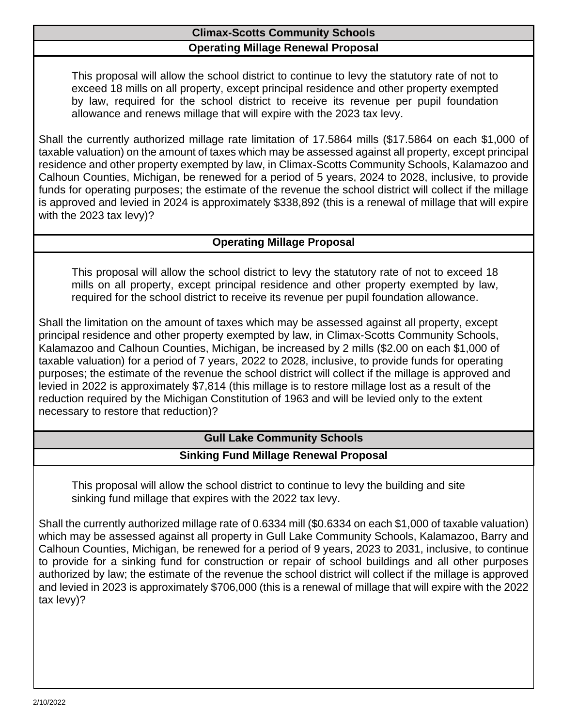## Climax-Scotts Community Schools

### Operating Millage Renewal Proposal

This proposal will allow the school district to continue to levy the statutory rate of not to exceed 18 mills on all property, except principal residence and other property exempted by law, required for the school district to receive its revenue per pupil foundation allowance and renews millage that will expire with the 2023 tax levy.

Shall the currently authorized millage rate limitation of 17.5864 mills ($17.5864 on each $1,000 of taxable valuation) on the amount of taxes which may be assessed against all property, except principal residence and other property exempted by law, in Climax-Scotts Community Schools, Kalamazoo and Calhoun Counties, Michigan, be renewed for a period of 5 years, 2024 to 2028, inclusive, to provide funds for operating purposes; the estimate of the revenue the school district will collect if the millage is approved and levied in 2024 is approximately $338,892 (this is a renewal of millage that will expire with the 2023 tax levy)?

### Operating Millage Proposal

This proposal will allow the school district to levy the statutory rate of not to exceed 18 mills on all property, except principal residence and other property exempted by law, required for the school district to receive its revenue per pupil foundation allowance.

Shall the limitation on the amount of taxes which may be assessed against all property, except principal residence and other property exempted by law, in Climax-Scotts Community Schools, Kalamazoo and Calhoun Counties, Michigan, be increased by 2 mills ($2.00 on each $1,000 of taxable valuation) for a period of 7 years, 2022 to 2028, inclusive, to provide funds for operating purposes; the estimate of the revenue the school district will collect if the millage is approved and levied in 2022 is approximately $7,814 (this millage is to restore millage lost as a result of the reduction required by the Michigan Constitution of 1963 and will be levied only to the extent necessary to restore that reduction)?

## Gull Lake Community Schools

### Sinking Fund Millage Renewal Proposal

This proposal will allow the school district to continue to levy the building and site sinking fund millage that expires with the 2022 tax levy.

Shall the currently authorized millage rate of 0.6334 mill ($0.6334 on each $1,000 of taxable valuation) which may be assessed against all property in Gull Lake Community Schools, Kalamazoo, Barry and Calhoun Counties, Michigan, be renewed for a period of 9 years, 2023 to 2031, inclusive, to continue to provide for a sinking fund for construction or repair of school buildings and all other purposes authorized by law; the estimate of the revenue the school district will collect if the millage is approved and levied in 2023 is approximately $706,000 (this is a renewal of millage that will expire with the 2022 tax levy)?

2/10/2022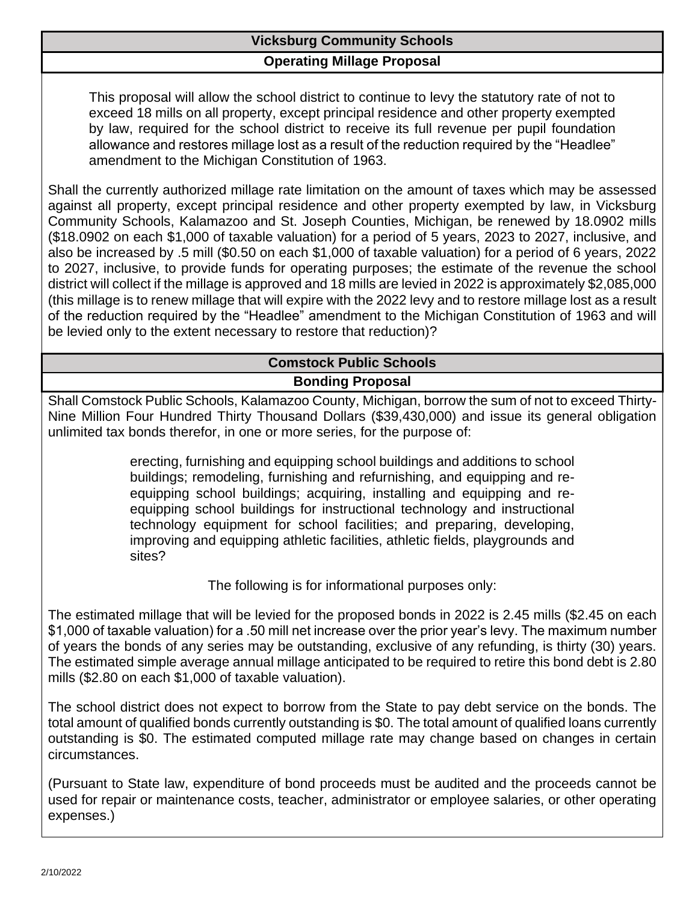## Vicksburg Community Schools

### Operating Millage Proposal

This proposal will allow the school district to continue to levy the statutory rate of not to exceed 18 mills on all property, except principal residence and other property exempted by law, required for the school district to receive its full revenue per pupil foundation allowance and restores millage lost as a result of the reduction required by the "Headlee" amendment to the Michigan Constitution of 1963.

Shall the currently authorized millage rate limitation on the amount of taxes which may be assessed against all property, except principal residence and other property exempted by law, in Vicksburg Community Schools, Kalamazoo and St. Joseph Counties, Michigan, be renewed by 18.0902 mills ($18.0902 on each $1,000 of taxable valuation) for a period of 5 years, 2023 to 2027, inclusive, and also be increased by .5 mill ($0.50 on each $1,000 of taxable valuation) for a period of 6 years, 2022 to 2027, inclusive, to provide funds for operating purposes; the estimate of the revenue the school district will collect if the millage is approved and 18 mills are levied in 2022 is approximately $2,085,000 (this millage is to renew millage that will expire with the 2022 levy and to restore millage lost as a result of the reduction required by the "Headlee" amendment to the Michigan Constitution of 1963 and will be levied only to the extent necessary to restore that reduction)?

## Comstock Public Schools

### Bonding Proposal

Shall Comstock Public Schools, Kalamazoo County, Michigan, borrow the sum of not to exceed Thirty-Nine Million Four Hundred Thirty Thousand Dollars ($39,430,000) and issue its general obligation unlimited tax bonds therefor, in one or more series, for the purpose of:

> erecting, furnishing and equipping school buildings and additions to school buildings; remodeling, furnishing and refurnishing, and equipping and re-equipping school buildings; acquiring, installing and equipping and re-equipping school buildings for instructional technology and instructional technology equipment for school facilities; and preparing, developing, improving and equipping athletic facilities, athletic fields, playgrounds and sites?

The following is for informational purposes only:

The estimated millage that will be levied for the proposed bonds in 2022 is 2.45 mills ($2.45 on each $1,000 of taxable valuation) for a .50 mill net increase over the prior year's levy. The maximum number of years the bonds of any series may be outstanding, exclusive of any refunding, is thirty (30) years. The estimated simple average annual millage anticipated to be required to retire this bond debt is 2.80 mills ($2.80 on each $1,000 of taxable valuation).

The school district does not expect to borrow from the State to pay debt service on the bonds. The total amount of qualified bonds currently outstanding is $0. The total amount of qualified loans currently outstanding is $0. The estimated computed millage rate may change based on changes in certain circumstances.

(Pursuant to State law, expenditure of bond proceeds must be audited and the proceeds cannot be used for repair or maintenance costs, teacher, administrator or employee salaries, or other operating expenses.)

2/10/2022